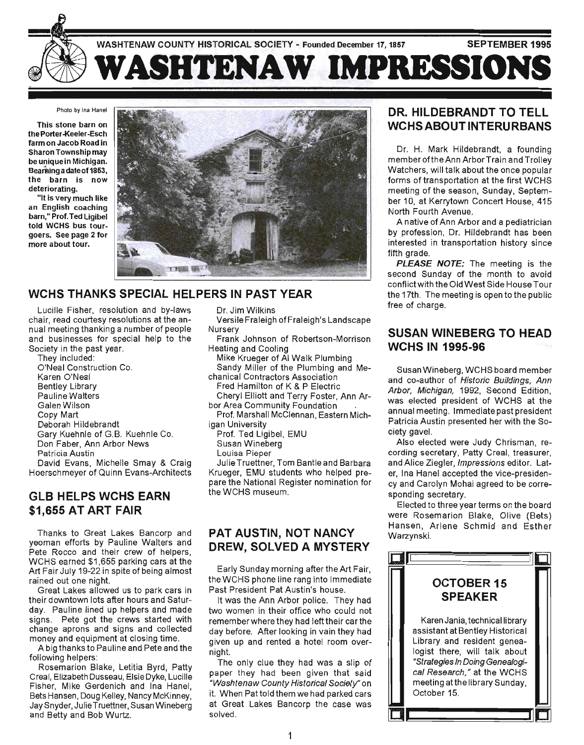WASHTENAW COUNTY HISTORICAL SOCIETY - Founded December 17, 1857 — SEPTEMBER 1995

# WASHTENAW IMPRESSIONS

Photo by Ina Hanel

**This stone barn on the Porter-Keeler-Esch farm on Jacob Road in Sharon Township may be unique in Michigan. Bearing a date of 1853, the barn is now deteriorating.**

**"It is very much like an English coaching barn," Prof. Ted Ligibel told WCHS bus tour-goers. See page 2 for more about tour.**

## WCHS THANKS SPECIAL HELPERS IN PAST YEAR

Lucille Fisher, resolution and by-laws chair, read courtesy resolutions at the annual meeting thanking a number of people and businesses for special help to the Society in the past year.

They included:

- O'Neal Construction Co.
- Karen O'Neal
- Bentley Library
- Pauline Walters
- Galen Wilson
- Copy Mart
- Deborah Hildebrandt
- Gary Kuehnle of G.B. Kuehnle Co.
- Don Faber, Ann Arbor News
- Patricia Austin
- David Evans, Michelle Smay & Craig Hoerschmeyer of Quinn Evans-Architects
- Dr. Jim Wilkins
- Versile Fraleigh of Fraleigh's Landscape Nursery
- Frank Johnson of Robertson-Morrison Heating and Cooling
- Mike Krueger of Al Walk Plumbing
- Sandy Miller of the Plumbing and Mechanical Contractors Association
- Fred Hamilton of K & P Electric
- Cheryl Elliott and Terry Foster, Ann Arbor Area Community Foundation
- Prof. Marshall McClennan, Eastern Michigan University
- Prof. Ted Ligibel, EMU
- Susan Wineberg
- Louisa Pieper
- Julie Truettner, Tom Bantle and Barbara Krueger, EMU students who helped prepare the National Register nomination for the WCHS museum.

## GLB HELPS WCHS EARN $1,655 AT ART FAIR

Thanks to Great Lakes Bancorp and yeoman efforts by Pauline Walters and Pete Rocco and their crew of helpers, WCHS earned $1,655 parking cars at the Art Fair July 19-22 in spite of being almost rained out one night.

Great Lakes allowed us to park cars in their downtown lots after hours and Saturday. Pauline lined up helpers and made signs. Pete got the crews started with change aprons and signs and collected money and equipment at closing time.

A big thanks to Pauline and Pete and the following helpers:

Rosemarion Blake, Letitia Byrd, Patty Creal, Elizabeth Dusseau, Elsie Dyke, Lucille Fisher, Mike Gerdenich and Ina Hanel, Bets Hansen, Doug Kelley, Nancy McKinney, Jay Snyder, Julie Truettner, Susan Wineberg and Betty and Bob Wurtz.

## PAT AUSTIN, NOT NANCY DREW, SOLVED A MYSTERY

Early Sunday morning after the Art Fair, the WCHS phone line rang into Immediate Past President Pat Austin's house.

It was the Ann Arbor police. They had two women in their office who could not remember where they had left their car the day before. After looking in vain they had given up and rented a hotel room overnight.

The only clue they had was a slip of paper they had been given that said *"Washtenaw County Historical Society"* on it. When Pat told them we had parked cars at Great Lakes Bancorp the case was solved.

## DR. HILDEBRANDT TO TELL WCHS ABOUT INTERURBANS

Dr. H. Mark Hildebrandt, a founding member of the Ann Arbor Train and Trolley Watchers, will talk about the once popular forms of transportation at the first WCHS meeting of the season, Sunday, September 10, at Kerrytown Concert House, 415 North Fourth Avenue.

A native of Ann Arbor and a pediatrician by profession, Dr. Hildebrandt has been interested in transportation history since fifth grade.

***PLEASE NOTE:*** The meeting is the second Sunday of the month to avoid conflict with the Old West Side House Tour the 17th. The meeting is open to the public free of charge.

## SUSAN WINEBERG TO HEAD WCHS IN 1995-96

Susan Wineberg, WCHS board member and co-author of *Historic Buildings, Ann Arbor, Michigan,* 1992, Second Edition, was elected president of WCHS at the annual meeting. Immediate past president Patricia Austin presented her with the Society gavel.

Also elected were Judy Chrisman, recording secretary, Patty Creal, treasurer, and Alice Ziegler, *Impressions* editor. Later, Ina Hanel accepted the vice-presidency and Carolyn Mohai agreed to be corresponding secretary.

Elected to three year terms on the board were Rosemarion Blake, Olive (Bets) Hansen, Arlene Schmid and Esther Warzynski.

## OCTOBER 15 SPEAKER

Karen Jania, technical library assistant at Bentley Historical Library and resident genealogist there, will talk about *"Strategies In Doing Genealogical Research,"* at the WCHS meeting at the library Sunday, October 15.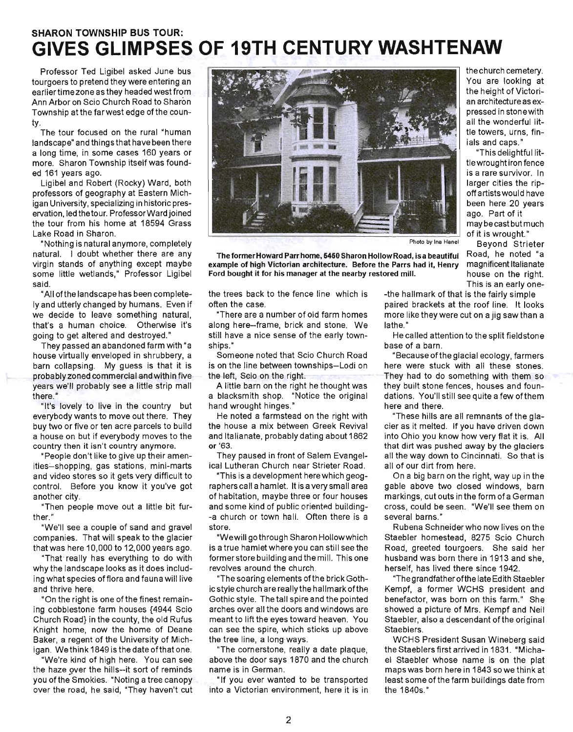## SHARON TOWNSHIP BUS TOUR:

# GIVES GLIMPSES OF 19TH CENTURY WASHTENAW

Professor Ted Ligibel asked June bus tourgoers to pretend they were entering an earlier time zone as they headed west from Ann Arbor on Scio Church Road to Sharon Township at the far west edge of the county.

The tour focused on the rural "human landscape" and things that have been there a long time, in some cases 160 years or more. Sharon Township itself was founded 161 years ago.

Ligibel and Robert (Rocky) Ward, both professors of geography at Eastern Michigan University, specializing in historic preservation, led the tour. Professor Ward joined the tour from his home at 18594 Grass Lake Road in Sharon.

"Nothing is natural anymore, completely natural. I doubt whether there are any virgin stands of anything except maybe some little wetlands," Professor Ligibel said.

"All of the landscape has been completely and utterly changed by humans. Even if we decide to leave something natural, that's a human choice. Otherwise it's going to get altered and destroyed."

They passed an abandoned farm with "a house virtually enveloped in shrubbery, a barn collapsing. My guess is that it is probably zoned commercial and within five years we'll probably see a little strip mall there."

"It's lovely to live in the country but everybody wants to move out there. They buy two or five or ten acre parcels to build a house on but if everybody moves to the country then it isn't country anymore.

"People don't like to give up their amenities–shopping, gas stations, mini-marts and video stores so it gets very difficult to control. Before you know it you've got another city.

"Then people move out a little bit further."

"We'll see a couple of sand and gravel companies. That will speak to the glacier that was here 10,000 to 12,000 years ago.

"That really has everything to do with why the landscape looks as it does including what species of flora and fauna will live and thrive here.

"On the right is one of the finest remaining cobblestone farm houses {4944 Scio Church Road} in the county, the old Rufus Knight home, now the home of Deane Baker, a regent of the University of Michigan. We think 1849 is the date of that one.

"We're kind of high here. You can see the haze over the hills--it sort of reminds you of the Smokies. "Noting a tree canopy over the road, he said, "They haven't cut the trees back to the fence line which is often the case.

"There are a number of old farm homes along here–frame, brick and stone. We still have a nice sense of the early townships."

Someone noted that Scio Church Road is on the line between townships–Lodi on the left, Scio on the right.

A little barn on the right he thought was a blacksmith shop. "Notice the original hand wrought hinges."

He noted a farmstead on the right with the house a mix between Greek Revival and Italianate, probably dating about 1862 or '63.

They paused in front of Salem Evangelical Lutheran Church near Strieter Road.

"This is a development here which geographers call a hamlet. It is a very small area of habitation, maybe three or four houses and some kind of public oriented building--a church or town hall. Often there is a store.

"We will go through Sharon Hollow which is a true hamlet where you can still see the former store building and the mill. This one revolves around the church.

"The soaring elements of the brick Gothic style church are really the hallmark of the Gothic style. The tall spire and the pointed arches over all the doors and windows are meant to lift the eyes toward heaven. You can see the spire, which sticks up above the tree line, a long ways.

"The cornerstone, really a date plaque, above the door says 1870 and the church name is in German.

"If you ever wanted to be transported into a Victorian environment, here it is in the church cemetery. You are looking at the height of Victorian architecture as expressed in stone with all the wonderful little towers, urns, finials and caps."

"This delightful little wrought iron fence is a rare survivor. In larger cities the rip-off artists would have been here 20 years ago. Part of it may be cast but much of it is wrought."

Photo by Ina Hanel

**The former Howard Parr home, 5450 Sharon Hollow Road, is a beautiful example of high Victorian architecture. Before the Parrs had it, Henry Ford bought it for his manager at the nearby restored mill.**

Beyond Strieter Road, he noted "a magnificent Italianate house on the right. This is an early one--the hallmark of that is the fairly simple paired brackets at the roof line. It looks more like they were cut on a jig saw than a lathe."

He called attention to the split fieldstone base of a barn.

"Because of the glacial ecology, farmers here were stuck with all these stones. They had to do something with them so they built stone fences, houses and foundations. You'll still see quite a few of them here and there.

"These hills are all remnants of the glacier as it melted. If you have driven down into Ohio you know how very flat it is. All that dirt was pushed away by the glaciers all the way down to Cincinnati. So that is all of our dirt from here.

On a big barn on the right, way up in the gable above two closed windows, barn markings, cut outs in the form of a German cross, could be seen. "We'll see them on several barns."

Rubena Schneider who now lives on the Staebler homestead, 8275 Scio Church Road, greeted tourgoers. She said her husband was born there in 1913 and she, herself, has lived there since 1942.

"The grandfather of the late Edith Staebler Kempf, a former WCHS president and benefactor, was born on this farm." She showed a picture of Mrs. Kempf and Neil Staebler, also a descendant of the original Staeblers.

WCHS President Susan Wineberg said the Staeblers first arrived in 1831. "Michael Staebler whose name is on the plat maps was born here in 1843 so we think at least some of the farm buildings date from the 1840s."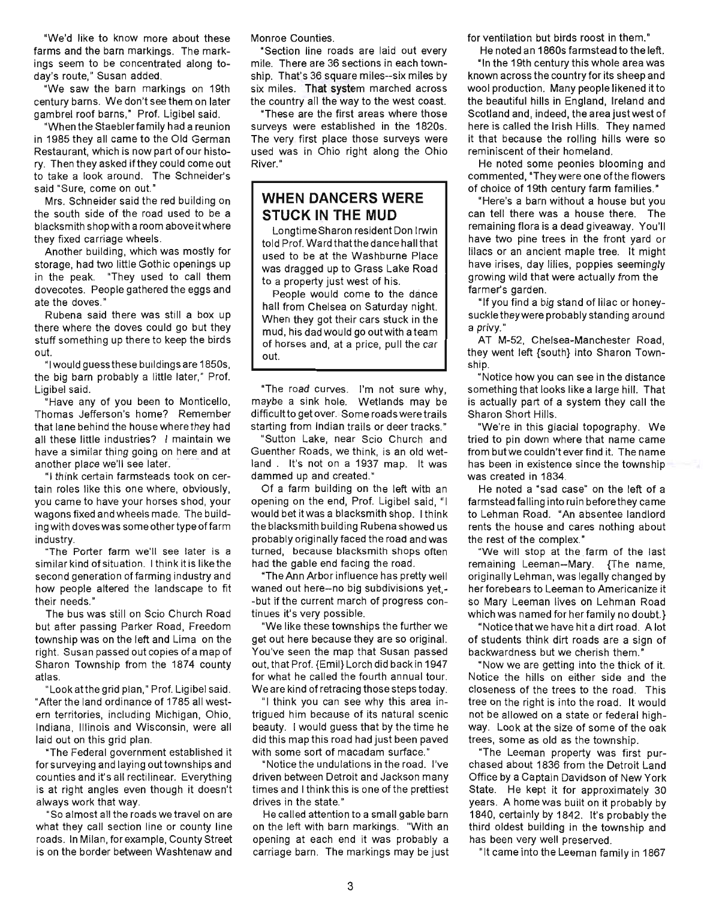"We'd like to know more about these farms and the barn markings. The markings seem to be concentrated along today's route," Susan added.

"We saw the barn markings on 19th century barns. We don't see them on later gambrel roof barns," Prof. Ligibel said.

"When the Staebler family had a reunion in 1985 they all came to the Old German Restaurant, which is now part of our history. Then they asked if they could come out to take a look around. The Schneider's said "Sure, come on out."

Mrs. Schneider said the red building on the south side of the road used to be a blacksmith shop with a room above it where they fixed carriage wheels.

Another building, which was mostly for storage, had two little Gothic openings up in the peak. "They used to call them dovecotes. People gathered the eggs and ate the doves."

Rubena said there was still a box up there where the doves could go but they stuff something up there to keep the birds out.

"I would guess these buildings are 1850s, the big barn probably a little later," Prof. Ligibel said.

"Have any of you been to Monticello, Thomas Jefferson's home? Remember that lane behind the house where they had all these little industries? I maintain we have a similar thing going on here and at another place we'll see later.

"I think certain farmsteads took on certain roles like this one where, obviously, you came to have your horses shod, your wagons fixed and wheels made. The building with doves was some other type of farm industry.

"The Porter farm we'll see later is a similar kind of situation. I think it is like the second generation of farming industry and how people altered the landscape to fit their needs."

The bus was still on Scio Church Road but after passing Parker Road, Freedom township was on the left and Lima on the right. Susan passed out copies of a map of Sharon Township from the 1874 county atlas.

"Look at the grid plan," Prof. Ligibel said. "After the land ordinance of 1785 all western territories, including Michigan, Ohio, Indiana, Illinois and Wisconsin, were all laid out on this grid plan.

"The Federal government established it for surveying and laying out townships and counties and it's all rectilinear. Everything is at right angles even though it doesn't always work that way.

"So almost all the roads we travel on are what they call section line or county line roads. In Milan, for example, County Street is on the border between Washtenaw and Monroe Counties.

"Section line roads are laid out every mile. There are 36 sections in each township. That's 36 square miles--six miles by six miles. That system marched across the country all the way to the west coast.

"These are the first areas where those surveys were established in the 1820s. The very first place those surveys were used was in Ohio right along the Ohio River."

## WHEN DANCERS WERE STUCK IN THE MUD

Longtime Sharon resident Don Irwin told Prof. Ward that the dance hall that used to be at the Washburne Place was dragged up to Grass Lake Road to a property just west of his.

People would come to the dance hall from Chelsea on Saturday night. When they got their cars stuck in the mud, his dad would go out with a team of horses and, at a price, pull the car out.

"The road curves. I'm not sure why, maybe a sink hole. Wetlands may be difficult to get over. Some roads were trails starting from Indian trails or deer tracks."

"Sutton Lake, near Scio Church and Guenther Roads, we think, is an old wetland . It's not on a 1937 map. It was dammed up and created."

Of a farm building on the left with an opening on the end, Prof. Ligibel said, "I would bet it was a blacksmith shop. I think the blacksmith building Rubena showed us probably originally faced the road and was turned, because blacksmith shops often had the gable end facing the road.

"The Ann Arbor influence has pretty well waned out here--no big subdivisions yet,--but if the current march of progress continues it's very possible.

"We like these townships the further we get out here because they are so original. You've seen the map that Susan passed out, that Prof. {Emil} Lorch did back in 1947 for what he called the fourth annual tour. We are kind of retracing those steps today.

"I think you can see why this area intrigued him because of its natural scenic beauty. I would guess that by the time he did this map this road had just been paved with some sort of macadam surface."

"Notice the undulations in the road. I've driven between Detroit and Jackson many times and I think this is one of the prettiest drives in the state."

He called attention to a small gable barn on the left with barn markings. "With an opening at each end it was probably a carriage barn. The markings may be just for ventilation but birds roost in them."

He noted an 1860s farmstead to the left.

"In the 19th century this whole area was known across the country for its sheep and wool production. Many people likened it to the beautiful hills in England, Ireland and Scotland and, indeed, the area just west of here is called the Irish Hills. They named it that because the rolling hills were so reminiscent of their homeland.

He noted some peonies blooming and commented, "They were one of the flowers of choice of 19th century farm families."

"Here's a barn without a house but you can tell there was a house there. The remaining flora is a dead giveaway. You'll have two pine trees in the front yard or lilacs or an ancient maple tree. It might have irises, day lilies, poppies seemingly growing wild that were actually from the farmer's garden.

"If you find a big stand of lilac or honeysuckle they were probably standing around a privy."

AT M-52, Chelsea-Manchester Road, they went left {south} into Sharon Township.

"Notice how you can see in the distance something that looks like a large hill. That is actually part of a system they call the Sharon Short Hills.

"We're in this glacial topography. We tried to pin down where that name came from but we couldn't ever find it. The name has been in existence since the township was created in 1834.

He noted a "sad case" on the left of a farmstead falling into ruin before they came to Lehman Road. "An absentee landlord rents the house and cares nothing about the rest of the complex."

"We will stop at the farm of the last remaining Leeman--Mary. {The name, originally Lehman, was legally changed by her forebears to Leeman to Americanize it so Mary Leeman lives on Lehman Road which was named for her family no doubt.}

"Notice that we have hit a dirt road. A lot of students think dirt roads are a sign of backwardness but we cherish them."

"Now we are getting into the thick of it. Notice the hills on either side and the closeness of the trees to the road. This tree on the right is into the road. It would not be allowed on a state or federal highway. Look at the size of some of the oak trees, some as old as the township.

"The Leeman property was first purchased about 1836 from the Detroit Land Office by a Captain Davidson of New York State. He kept it for approximately 30 years. A home was built on it probably by 1840, certainly by 1842. It's probably the third oldest building in the township and has been very well preserved.

"It came into the Leeman family in 1867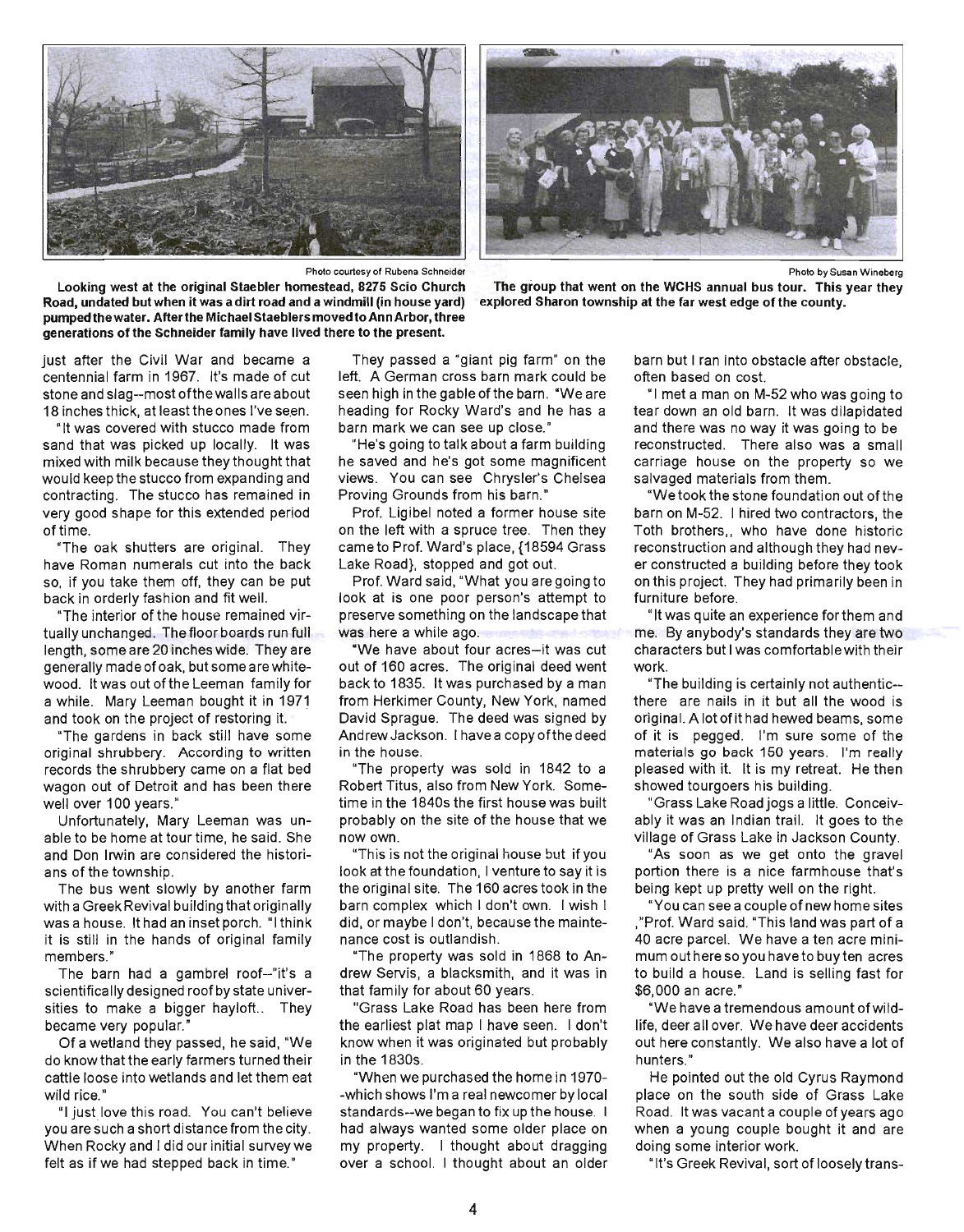Photo courtesy of Rubena Schneider

**Looking west at the original Staebler homestead, 8275 Scio Church Road, undated but when it was a dirt road and a windmill (in house yard) pumped the water. After the Michael Staeblers moved to Ann Arbor, three generations of the Schneider family have lived there to the present.**

Photo by Susan Wineberg

**The group that went on the WCHS annual bus tour. This year they explored Sharon township at the far west edge of the county.**

just after the Civil War and became a centennial farm in 1967. It's made of cut stone and slag--most of the walls are about 18 inches thick, at least the ones I've seen.

"It was covered with stucco made from sand that was picked up locally. It was mixed with milk because they thought that would keep the stucco from expanding and contracting. The stucco has remained in very good shape for this extended period of time.

"The oak shutters are original. They have Roman numerals cut into the back so, if you take them off, they can be put back in orderly fashion and fit well.

"The interior of the house remained virtually unchanged. The floor boards run full length, some are 20 inches wide. They are generally made of oak, but some are whitewood. It was out of the Leeman family for a while. Mary Leeman bought it in 1971 and took on the project of restoring it.

"The gardens in back still have some original shrubbery. According to written records the shrubbery came on a flat bed wagon out of Detroit and has been there well over 100 years."

Unfortunately, Mary Leeman was unable to be home at tour time, he said. She and Don Irwin are considered the historians of the township.

The bus went slowly by another farm with a Greek Revival building that originally was a house. It had an inset porch. "I think it is still in the hands of original family members."

The barn had a gambrel roof--"it's a scientifically designed roof by state universities to make a bigger hayloft.. They became very popular."

Of a wetland they passed, he said, "We do know that the early farmers turned their cattle loose into wetlands and let them eat wild rice."

"I just love this road. You can't believe you are such a short distance from the city. When Rocky and I did our initial survey we felt as if we had stepped back in time."

They passed a "giant pig farm" on the left. A German cross barn mark could be seen high in the gable of the barn. "We are heading for Rocky Ward's and he has a barn mark we can see up close."

"He's going to talk about a farm building he saved and he's got some magnificent views. You can see Chrysler's Chelsea Proving Grounds from his barn."

Prof. Ligibel noted a former house site on the left with a spruce tree. Then they came to Prof. Ward's place, {18594 Grass Lake Road}, stopped and got out.

Prof. Ward said, "What you are going to look at is one poor person's attempt to preserve something on the landscape that was here a while ago.

"We have about four acres--it was cut out of 160 acres. The original deed went back to 1835. It was purchased by a man from Herkimer County, New York, named David Sprague. The deed was signed by Andrew Jackson. I have a copy of the deed in the house.

"The property was sold in 1842 to a Robert Titus, also from New York. Sometime in the 1840s the first house was built probably on the site of the house that we now own.

"This is not the original house but if you look at the foundation, I venture to say it is the original site. The 160 acres took in the barn complex which I don't own. I wish I did, or maybe I don't, because the maintenance cost is outlandish.

"The property was sold in 1868 to Andrew Servis, a blacksmith, and it was in that family for about 60 years.

"Grass Lake Road has been here from the earliest plat map I have seen. I don't know when it was originated but probably in the 1830s.

"When we purchased the home in 1970--which shows I'm a real newcomer by local standards--we began to fix up the house. I had always wanted some older place on my property. I thought about dragging over a school. I thought about an older barn but I ran into obstacle after obstacle, often based on cost.

"I met a man on M-52 who was going to tear down an old barn. It was dilapidated and there was no way it was going to be reconstructed. There also was a small carriage house on the property so we salvaged materials from them.

"We took the stone foundation out of the barn on M-52. I hired two contractors, the Toth brothers,, who have done historic reconstruction and although they had never constructed a building before they took on this project. They had primarily been in furniture before.

"It was quite an experience for them and me. By anybody's standards they are two characters but I was comfortable with their work.

"The building is certainly not authentic--there are nails in it but all the wood is original. A lot of it had hewed beams, some of it is pegged. I'm sure some of the materials go back 150 years. I'm really pleased with it. It is my retreat. He then showed tourgoers his building.

"Grass Lake Road jogs a little. Conceivably it was an Indian trail. It goes to the village of Grass Lake in Jackson County.

"As soon as we get onto the gravel portion there is a nice farmhouse that's being kept up pretty well on the right.

"You can see a couple of new home sites ,"Prof. Ward said. "This land was part of a 40 acre parcel. We have a ten acre minimum out here so you have to buy ten acres to build a house. Land is selling fast for $6,000 an acre."

"We have a tremendous amount of wildlife, deer all over. We have deer accidents out here constantly. We also have a lot of hunters."

He pointed out the old Cyrus Raymond place on the south side of Grass Lake Road. It was vacant a couple of years ago when a young couple bought it and are doing some interior work.

"It's Greek Revival, sort of loosely trans-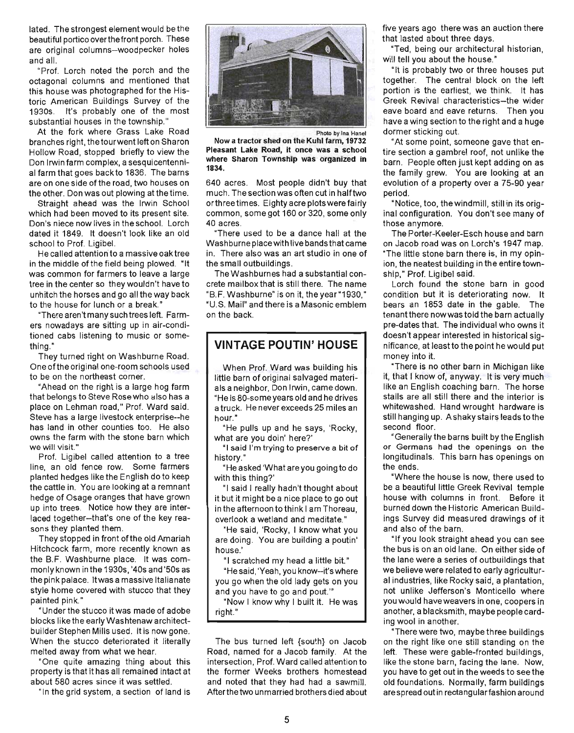lated. The strongest element would be the beautiful portico over the front porch. These are original columns–woodpecker holes and all.

"Prof. Lorch noted the porch and the octagonal columns and mentioned that this house was photographed for the Historic American Buildings Survey of the 1930s. It's probably one of the most substantial houses in the township."

At the fork where Grass Lake Road branches right, the tour went left on Sharon Hollow Road, stopped briefly to view the Don Irwin farm complex, a sesquicentennial farm that goes back to 1836. The barns are on one side of the road, two houses on the other. Don was out plowing at the time.

Straight ahead was the Irwin School which had been moved to its present site. Don's niece now lives in the school. Lorch dated it 1849. It doesn't look like an old school to Prof. Ligibel.

He called attention to a massive oak tree in the middle of the field being plowed. "It was common for farmers to leave a large tree in the center so they wouldn't have to unhitch the horses and go all the way back to the house for lunch or a break."

"There aren't many such trees left. Farmers nowadays are sitting up in air-conditioned cabs listening to music or something."

They turned right on Washburne Road. One of the original one-room schools used to be on the northeast corner.

"Ahead on the right is a large hog farm that belongs to Steve Rose who also has a place on Lehman road," Prof. Ward said. Steve has a large livestock enterprise--he has land in other counties too. He also owns the farm with the stone barn which we will visit."

Prof. Ligibel called attention to a tree line, an old fence row. Some farmers planted hedges like the English do to keep the cattle in. You are looking at a remnant hedge of Osage oranges that have grown up into trees. Notice how they are interlaced together–that's one of the key reasons they planted them.

They stopped in front of the old Amariah Hitchcock farm, more recently known as the B.F. Washburne place. It was commonly known in the 1930s, '40s and '50s as the pink palace. It was a massive Italianate style home covered with stucco that they painted pink."

"Under the stucco it was made of adobe blocks like the early Washtenaw architect-builder Stephen Mills used. It is now gone. When the stucco deteriorated it literally melted away from what we hear.

"One quite amazing thing about this property is that it has all remained intact at about 580 acres since it was settled.

"In the grid system, a section of land is

Photo by Ina Hanel

**Now a tractor shed on the Kuhl farm, 19732 Pleasant Lake Road, it once was a school where Sharon Township was organized in 1834.**

640 acres. Most people didn't buy that much. The section was often cut in half two or three times. Eighty acre plots were fairly common, some got 160 or 320, some only 40 acres.

"There used to be a dance hall at the Washburne place with live bands that came in. There also was an art studio in one of the small outbuildings.

The Washburnes had a substantial concrete mailbox that is still there. The name "B.F. Washburne" is on it, the year "1930," "U.S. Mail" and there is a Masonic emblem on the back.

## VINTAGE POUTIN' HOUSE

When Prof. Ward was building his little barn of original salvaged materials a neighbor, Don Irwin, came down. "He is 80-some years old and he drives a truck. He never exceeds 25 miles an hour."

"He pulls up and he says, 'Rocky, what are you doin' here?'

"I said I'm trying to preserve a bit of history."

"He asked 'What are you going to do with this thing?'

"I said I really hadn't thought about it but it might be a nice place to go out in the afternoon to think I am Thoreau, overlook a wetland and meditate."

"He said, 'Rocky, I know what you are doing. You are building a poutin' house.'

"I scratched my head a little bit."

"He said, 'Yeah, you know--it's where you go when the old lady gets on you and you have to go and pout.'"

"Now I know why I built it. He was right."

The bus turned left {south} on Jacob Road, named for a Jacob family. At the intersection, Prof. Ward called attention to the former Weeks brothers homestead and noted that they had had a sawmill. After the two unmarried brothers died about five years ago there was an auction there that lasted about three days.

"Ted, being our architectural historian, will tell you about the house."

"It is probably two or three houses put together. The central block on the left portion is the earliest, we think. It has Greek Revival characteristics–the wider eave board and eave returns. Then you have a wing section to the right and a huge dormer sticking out.

"At some point, someone gave that entire section a gambrel roof, not unlike the barn. People often just kept adding on as the family grew. You are looking at an evolution of a property over a 75-90 year period.

"Notice, too, the windmill, still in its original configuration. You don't see many of those anymore.

The Porter-Keeler-Esch house and barn on Jacob road was on Lorch's 1947 map. "The little stone barn there is, in my opinion, the neatest building in the entire township," Prof. Ligibel said.

Lorch found the stone barn in good condition but it is deteriorating now. It bears an 1853 date in the gable. The tenant there now was told the barn actually pre-dates that. The individual who owns it doesn't appear interested in historical significance, at least to the point he would put money into it.

"There is no other barn in Michigan like it, that I know of, anyway. It is very much like an English coaching barn. The horse stalls are all still there and the interior is whitewashed. Hand wrought hardware is still hanging up. A shaky stairs leads to the second floor.

"Generally the barns built by the English or Germans had the openings on the longitudinals. This barn has openings on the ends.

"Where the house is now, there used to be a beautiful little Greek Revival temple house with columns in front. Before it burned down the Historic American Buildings Survey did measured drawings of it and also of the barn.

"If you look straight ahead you can see the bus is on an old lane. On either side of the lane were a series of outbuildings that we believe were related to early agricultural industries, like Rocky said, a plantation, not unlike Jefferson's Monticello where you would have weavers in one, coopers in another, a blacksmith, maybe people carding wool in another.

"There were two, maybe three buildings on the right like one still standing on the left. These were gable-fronted buildings, like the stone barn, facing the lane. Now, you have to get out in the weeds to see the old foundations. Normally, farm buildings are spread out in rectangular fashion around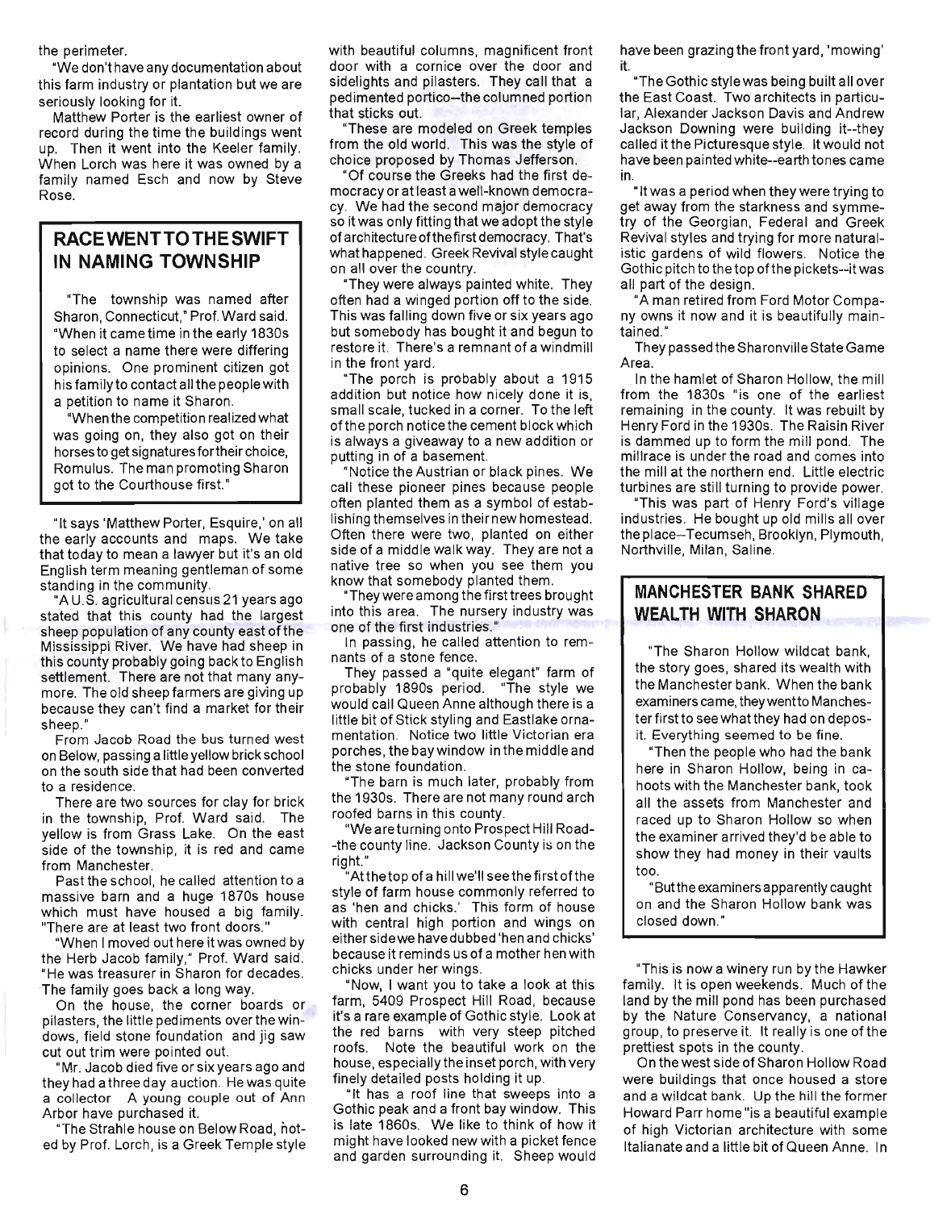the perimeter.

"We don't have any documentation about this farm industry or plantation but we are seriously looking for it.

Matthew Porter is the earliest owner of record during the time the buildings went up. Then it went into the Keeler family. When Lorch was here it was owned by a family named Esch and now by Steve Rose.

## RACE WENT TO THE SWIFT IN NAMING TOWNSHIP

"The township was named after Sharon, Connecticut," Prof. Ward said. "When it came time in the early 1830s to select a name there were differing opinions. One prominent citizen got his family to contact all the people with a petition to name it Sharon.

"When the competition realized what was going on, they also got on their horses to get signatures for their choice, Romulus. The man promoting Sharon got to the Courthouse first."

"It says 'Matthew Porter, Esquire,' on all the early accounts and maps. We take that today to mean a lawyer but it's an old English term meaning gentleman of some standing in the community.

"A U.S. agricultural census 21 years ago stated that this county had the largest sheep population of any county east of the Mississippi River. We have had sheep in this county probably going back to English settlement. There are not that many anymore. The old sheep farmers are giving up because they can't find a market for their sheep."

From Jacob Road the bus turned west on Below, passing a little yellow brick school on the south side that had been converted to a residence.

There are two sources for clay for brick in the township, Prof. Ward said. The yellow is from Grass Lake. On the east side of the township, it is red and came from Manchester.

Past the school, he called attention to a massive barn and a huge 1870s house which must have housed a big family. "There are at least two front doors."

"When I moved out here it was owned by the Herb Jacob family," Prof. Ward said. "He was treasurer in Sharon for decades. The family goes back a long way.

On the house, the corner boards or pilasters, the little pediments over the windows, field stone foundation and jig saw cut out trim were pointed out.

"Mr. Jacob died five or six years ago and they had a three day auction. He was quite a collector A young couple out of Ann Arbor have purchased it.

"The Strahle house on Below Road, noted by Prof. Lorch, is a Greek Temple style with beautiful columns, magnificent front door with a cornice over the door and sidelights and pilasters. They call that a pedimented portico--the columned portion that sticks out.

"These are modeled on Greek temples from the old world. This was the style of choice proposed by Thomas Jefferson.

"Of course the Greeks had the first democracy or at least a well-known democracy. We had the second major democracy so it was only fitting that we adopt the style of architecture of the first democracy. That's what happened. Greek Revival style caught on all over the country.

"They were always painted white. They often had a winged portion off to the side. This was falling down five or six years ago but somebody has bought it and begun to restore it. There's a remnant of a windmill in the front yard.

"The porch is probably about a 1915 addition but notice how nicely done it is, small scale, tucked in a corner. To the left of the porch notice the cement block which is always a giveaway to a new addition or putting in of a basement.

"Notice the Austrian or black pines. We call these pioneer pines because people often planted them as a symbol of establishing themselves in their new homestead. Often there were two, planted on either side of a middle walk way. They are not a native tree so when you see them you know that somebody planted them.

"They were among the first trees brought into this area. The nursery industry was one of the first industries."

In passing, he called attention to remnants of a stone fence.

They passed a "quite elegant" farm of probably 1890s period. "The style we would call Queen Anne although there is a little bit of Stick styling and Eastlake ornamentation. Notice two little Victorian era porches, the bay window in the middle and the stone foundation.

"The barn is much later, probably from the 1930s. There are not many round arch roofed barns in this county.

"We are turning onto Prospect Hill Road--the county line. Jackson County is on the right."

"At the top of a hill we'll see the first of the style of farm house commonly referred to as 'hen and chicks.' This form of house with central high portion and wings on either side we have dubbed 'hen and chicks' because it reminds us of a mother hen with chicks under her wings.

"Now, I want you to take a look at this farm, 5409 Prospect Hill Road, because it's a rare example of Gothic style. Look at the red barns with very steep pitched roofs. Note the beautiful work on the house, especially the inset porch, with very finely detailed posts holding it up.

"It has a roof line that sweeps into a Gothic peak and a front bay window. This is late 1860s. We like to think of how it might have looked new with a picket fence and garden surrounding it. Sheep would have been grazing the front yard, 'mowing' it.

"The Gothic style was being built all over the East Coast. Two architects in particular, Alexander Jackson Davis and Andrew Jackson Downing were building it--they called it the Picturesque style. It would not have been painted white--earth tones came in.

"It was a period when they were trying to get away from the starkness and symmetry of the Georgian, Federal and Greek Revival styles and trying for more naturalistic gardens of wild flowers. Notice the Gothic pitch to the top of the pickets--it was all part of the design.

"A man retired from Ford Motor Company owns it now and it is beautifully maintained."

They passed the Sharonville State Game Area.

In the hamlet of Sharon Hollow, the mill from the 1830s "is one of the earliest remaining in the county. It was rebuilt by Henry Ford in the 1930s. The Raisin River is dammed up to form the mill pond. The millrace is under the road and comes into the mill at the northern end. Little electric turbines are still turning to provide power.

"This was part of Henry Ford's village industries. He bought up old mills all over the place--Tecumseh, Brooklyn, Plymouth, Northville, Milan, Saline.

## MANCHESTER BANK SHARED WEALTH WITH SHARON

"The Sharon Hollow wildcat bank, the story goes, shared its wealth with the Manchester bank. When the bank examiners came, they went to Manchester first to see what they had on deposit. Everything seemed to be fine.

"Then the people who had the bank here in Sharon Hollow, being in cahoots with the Manchester bank, took all the assets from Manchester and raced up to Sharon Hollow so when the examiner arrived they'd be able to show they had money in their vaults too.

"But the examiners apparently caught on and the Sharon Hollow bank was closed down."

"This is now a winery run by the Hawker family. It is open weekends. Much of the land by the mill pond has been purchased by the Nature Conservancy, a national group, to preserve it. It really is one of the prettiest spots in the county.

On the west side of Sharon Hollow Road were buildings that once housed a store and a wildcat bank. Up the hill the former Howard Parr home "is a beautiful example of high Victorian architecture with some Italianate and a little bit of Queen Anne. In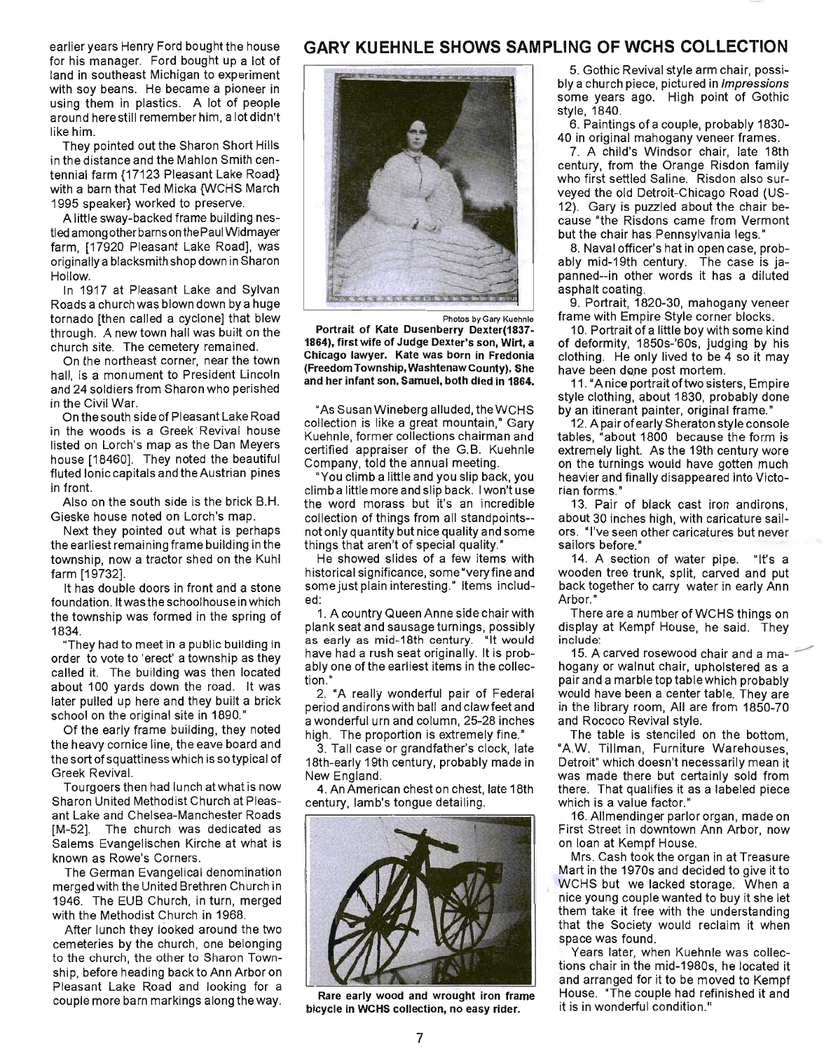earlier years Henry Ford bought the house for his manager. Ford bought up a lot of land in southeast Michigan to experiment with soy beans. He became a pioneer in using them in plastics. A lot of people around here still remember him, a lot didn't like him.

They pointed out the Sharon Short Hills in the distance and the Mahlon Smith centennial farm {17123 Pleasant Lake Road} with a barn that Ted Micka {WCHS March 1995 speaker} worked to preserve.

A little sway-backed frame building nestled among other barns on the Paul Widmayer farm, [17920 Pleasant Lake Road], was originally a blacksmith shop down in Sharon Hollow.

In 1917 at Pleasant Lake and Sylvan Roads a church was blown down by a huge tornado [then called a cyclone] that blew through. A new town hall was built on the church site. The cemetery remained.

On the northeast corner, near the town hall, is a monument to President Lincoln and 24 soldiers from Sharon who perished in the Civil War.

On the south side of Pleasant Lake Road in the woods is a Greek Revival house listed on Lorch's map as the Dan Meyers house [18460]. They noted the beautiful fluted Ionic capitals and the Austrian pines in front.

Also on the south side is the brick B.H. Gieske house noted on Lorch's map.

Next they pointed out what is perhaps the earliest remaining frame building in the township, now a tractor shed on the Kuhl farm [19732].

It has double doors in front and a stone foundation. It was the schoolhouse in which the township was formed in the spring of 1834.

"They had to meet in a public building in order to vote to 'erect' a township as they called it. The building was then located about 100 yards down the road. It was later pulled up here and they built a brick school on the original site in 1890."

Of the early frame building, they noted the heavy cornice line, the eave board and the sort of squattiness which is so typical of Greek Revival.

Tourgoers then had lunch at what is now Sharon United Methodist Church at Pleasant Lake and Chelsea-Manchester Roads [M-52]. The church was dedicated as Salems Evangelischen Kirche at what is known as Rowe's Corners.

The German Evangelical denomination merged with the United Brethren Church in 1946. The EUB Church, in turn, merged with the Methodist Church in 1968.

After lunch they looked around the two cemeteries by the church, one belonging to the church, the other to Sharon Township, before heading back to Ann Arbor on Pleasant Lake Road and looking for a couple more barn markings along the way.

## GARY KUEHNLE SHOWS SAMPLING OF WCHS COLLECTION

Photos by Gary Kuehnle

**Portrait of Kate Dusenberry Dexter(1837-1864), first wife of Judge Dexter's son, Wirt, a Chicago lawyer. Kate was born in Fredonia (Freedom Township, Washtenaw County). She and her infant son, Samuel, both died in 1864.**

"As Susan Wineberg alluded, the WCHS collection is like a great mountain," Gary Kuehnle, former collections chairman and certified appraiser of the G.B. Kuehnle Company, told the annual meeting.

"You climb a little and you slip back, you climb a little more and slip back. I won't use the word morass but it's an incredible collection of things from all standpoints--not only quantity but nice quality and some things that aren't of special quality."

He showed slides of a few items with historical significance, some "very fine and some just plain interesting." Items included:

1. A country Queen Anne side chair with plank seat and sausage turnings, possibly as early as mid-18th century. "It would have had a rush seat originally. It is probably one of the earliest items in the collection."

2. "A really wonderful pair of Federal period andirons with ball and claw feet and a wonderful urn and column, 25-28 inches high. The proportion is extremely fine."

3. Tall case or grandfather's clock, late 18th-early 19th century, probably made in New England.

4. An American chest on chest, late 18th century, lamb's tongue detailing.

**Rare early wood and wrought iron frame bicycle in WCHS collection, no easy rider.**

5. Gothic Revival style arm chair, possibly a church piece, pictured in *Impressions* some years ago. High point of Gothic style, 1840.

6. Paintings of a couple, probably 1830-40 in original mahogany veneer frames.

7. A child's Windsor chair, late 18th century, from the Orange Risdon family who first settled Saline. Risdon also surveyed the old Detroit-Chicago Road (US-12). Gary is puzzled about the chair because "the Risdons came from Vermont but the chair has Pennsylvania legs."

8. Naval officer's hat in open case, probably mid-19th century. The case is japanned--in other words it has a diluted asphalt coating.

9. Portrait, 1820-30, mahogany veneer frame with Empire Style corner blocks.

10. Portrait of a little boy with some kind of deformity, 1850s-'60s, judging by his clothing. He only lived to be 4 so it may have been done post mortem.

11. "A nice portrait of two sisters, Empire style clothing, about 1830, probably done by an itinerant painter, original frame."

12. A pair of early Sheraton style console tables, "about 1800 because the form is extremely light. As the 19th century wore on the turnings would have gotten much heavier and finally disappeared into Victorian forms."

13. Pair of black cast iron andirons, about 30 inches high, with caricature sailors. "I've seen other caricatures but never sailors before."

14. A section of water pipe. "It's a wooden tree trunk, split, carved and put back together to carry water in early Ann Arbor."

There are a number of WCHS things on display at Kempf House, he said. They include:

15. A carved rosewood chair and a mahogany or walnut chair, upholstered as a pair and a marble top table which probably would have been a center table. They are in the library room, All are from 1850-70 and Rococo Revival style.

The table is stenciled on the bottom, "A.W. Tillman, Furniture Warehouses, Detroit" which doesn't necessarily mean it was made there but certainly sold from there. That qualifies it as a labeled piece which is a value factor."

16. Allmendinger parlor organ, made on First Street in downtown Ann Arbor, now on loan at Kempf House.

Mrs. Cash took the organ in at Treasure Mart in the 1970s and decided to give it to WCHS but we lacked storage. When a nice young couple wanted to buy it she let them take it free with the understanding that the Society would reclaim it when space was found.

Years later, when Kuehnle was collections chair in the mid-1980s, he located it and arranged for it to be moved to Kempf House. "The couple had refinished it and it is in wonderful condition."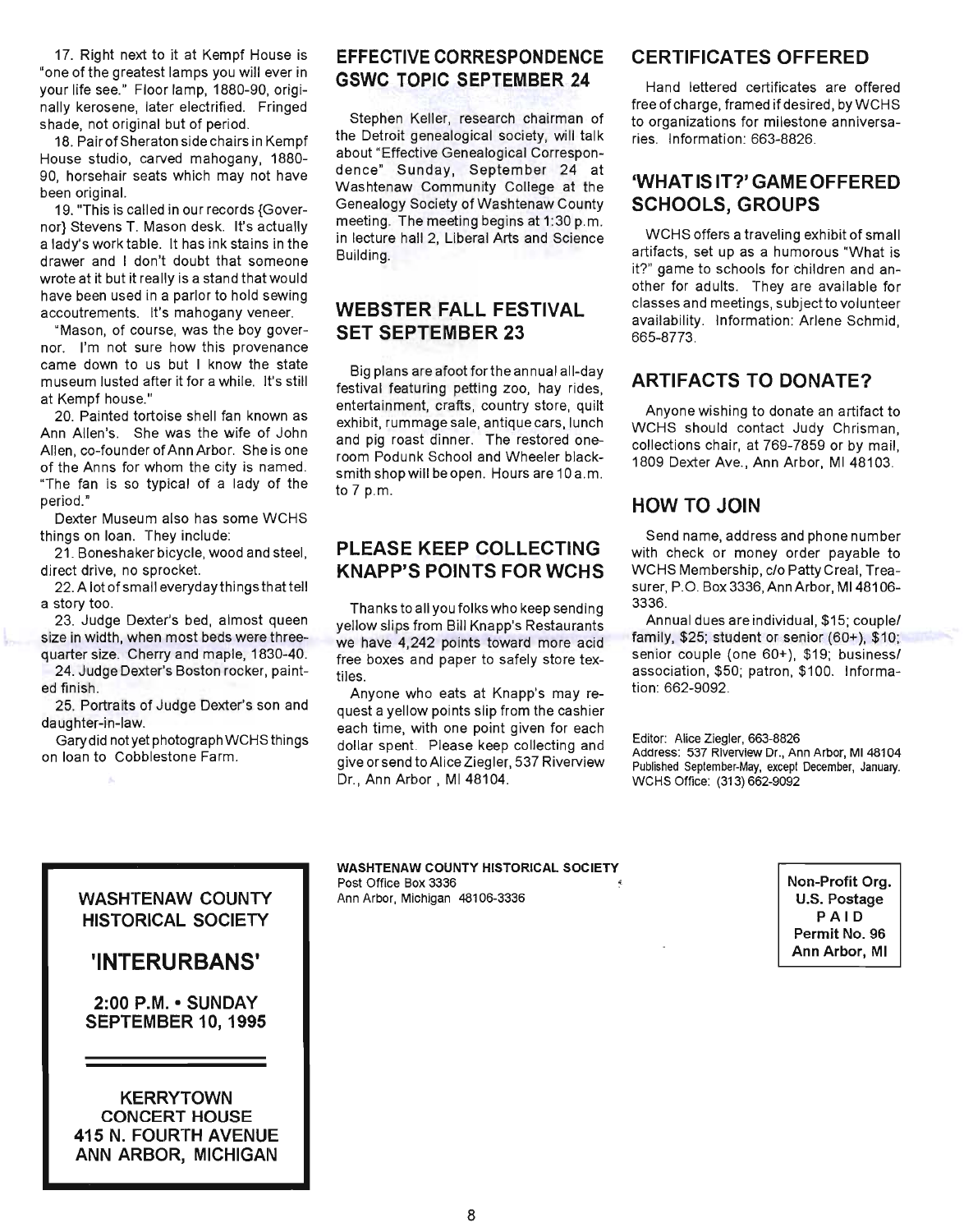17. Right next to it at Kempf House is "one of the greatest lamps you will ever in your life see." Floor lamp, 1880-90, originally kerosene, later electrified. Fringed shade, not original but of period.

18. Pair of Sheraton side chairs in Kempf House studio, carved mahogany, 1880-90, horsehair seats which may not have been original.

19. "This is called in our records {Governor} Stevens T. Mason desk. It's actually a lady's work table. It has ink stains in the drawer and I don't doubt that someone wrote at it but it really is a stand that would have been used in a parlor to hold sewing accoutrements. It's mahogany veneer.

"Mason, of course, was the boy governor. I'm not sure how this provenance came down to us but I know the state museum lusted after it for a while. It's still at Kempf house."

20. Painted tortoise shell fan known as Ann Allen's. She was the wife of John Allen, co-founder of Ann Arbor. She is one of the Anns for whom the city is named. "The fan is so typical of a lady of the period."

Dexter Museum also has some WCHS things on loan. They include:

21. Boneshaker bicycle, wood and steel, direct drive, no sprocket.

22. A lot of small everyday things that tell a story too.

23. Judge Dexter's bed, almost queen size in width, when most beds were three-quarter size. Cherry and maple, 1830-40.

24. Judge Dexter's Boston rocker, painted finish.

25. Portraits of Judge Dexter's son and daughter-in-law.

Gary did not yet photograph WCHS things on loan to Cobblestone Farm.

## EFFECTIVE CORRESPONDENCE GSWC TOPIC SEPTEMBER 24

Stephen Keller, research chairman of the Detroit genealogical society, will talk about "Effective Genealogical Correspondence" Sunday, September 24 at Washtenaw Community College at the Genealogy Society of Washtenaw County meeting. The meeting begins at 1:30 p.m. in lecture hall 2, Liberal Arts and Science Building.

## WEBSTER FALL FESTIVAL SET SEPTEMBER 23

Big plans are afoot for the annual all-day festival featuring petting zoo, hay rides, entertainment, crafts, country store, quilt exhibit, rummage sale, antique cars, lunch and pig roast dinner. The restored one-room Podunk School and Wheeler blacksmith shop will be open. Hours are 10 a.m. to 7 p.m.

## PLEASE KEEP COLLECTING KNAPP'S POINTS FOR WCHS

Thanks to all you folks who keep sending yellow slips from Bill Knapp's Restaurants we have 4,242 points toward more acid free boxes and paper to safely store textiles.

Anyone who eats at Knapp's may request a yellow points slip from the cashier each time, with one point given for each dollar spent. Please keep collecting and give or send to Alice Ziegler, 537 Riverview Dr., Ann Arbor , MI 48104.

## CERTIFICATES OFFERED

Hand lettered certificates are offered free of charge, framed if desired, by WCHS to organizations for milestone anniversaries. Information: 663-8826.

## 'WHAT IS IT?' GAME OFFERED SCHOOLS, GROUPS

WCHS offers a traveling exhibit of small artifacts, set up as a humorous "What is it?" game to schools for children and another for adults. They are available for classes and meetings, subject to volunteer availability. Information: Arlene Schmid, 665-8773.

## ARTIFACTS TO DONATE?

Anyone wishing to donate an artifact to WCHS should contact Judy Chrisman, collections chair, at 769-7859 or by mail, 1809 Dexter Ave., Ann Arbor, MI 48103.

## HOW TO JOIN

Send name, address and phone number with check or money order payable to WCHS Membership, c/o Patty Creal, Treasurer, P.O. Box 3336, Ann Arbor, MI 48106-3336.

Annual dues are individual, $15; couple/family, $25; student or senior (60+), $10; senior couple (one 60+), $19; business/association, $50; patron, $100. Information: 662-9092.

Editor: Alice Ziegler, 663-8826
Address: 537 Riverview Dr., Ann Arbor, MI 48104
Published September-May, except December, January.
WCHS Office: (313) 662-9092

**WASHTENAW COUNTY HISTORICAL SOCIETY**

**'INTERURBANS'**

**2:00 P.M. • SUNDAY SEPTEMBER 10, 1995**

**KERRYTOWN CONCERT HOUSE**
**415 N. FOURTH AVENUE**
**ANN ARBOR, MICHIGAN**

**WASHTENAW COUNTY HISTORICAL SOCIETY**
Post Office Box 3336
Ann Arbor, Michigan 48106-3336

**Non-Profit Org.**
**U.S. Postage**
**PAID**
**Permit No. 96**
**Ann Arbor, MI**